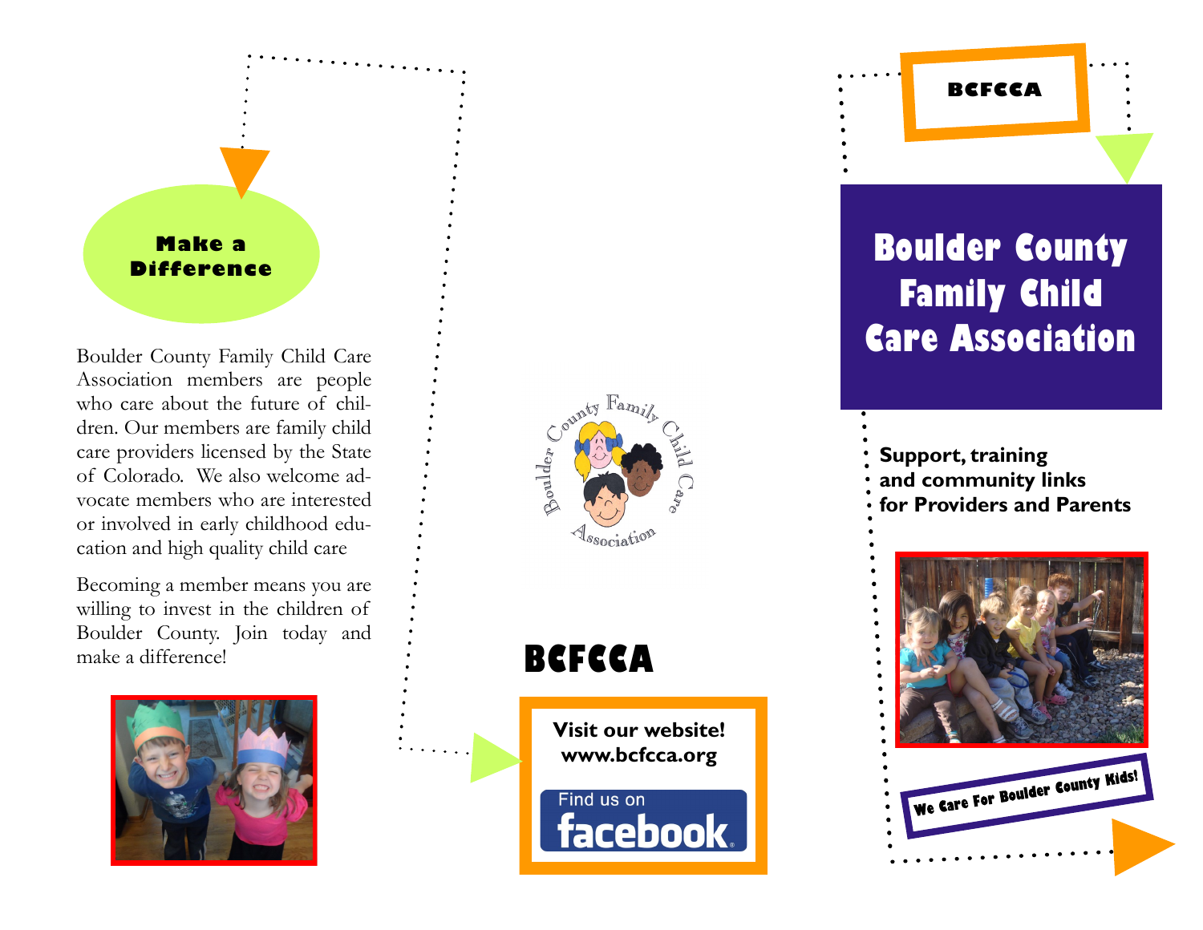## Make a Difference

Boulder County Family Child Care Association members are people who care about the future of children. Our members are family child care providers licensed by the State of Colorado. We also welcome advocate members who are interested or involved in early childhood education and high quality child care

Becoming a member means you are willing to invest in the children of Boulder County. Join today and make a difference!

Boulder County Family Child Care Association

## BCFCCA

**Visit our website!**
**www.bcfcca.org**

Find us on facebook

**BCFCCA**

# Boulder County Family Child Care Association

**Support, training and community links for Providers and Parents**

**We Care For Boulder County Kids!**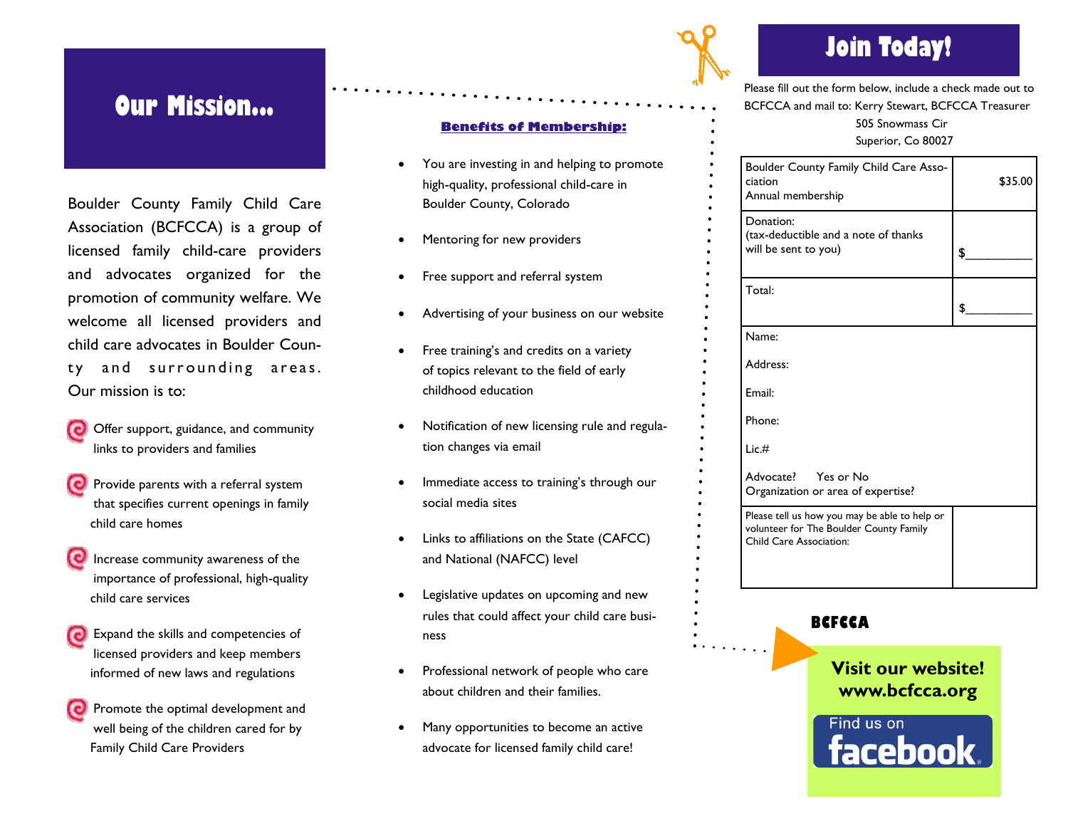# Our Mission...

Boulder County Family Child Care Association (BCFCCA) is a group of licensed family child-care providers and advocates organized for the promotion of community welfare. We welcome all licensed providers and child care advocates in Boulder County and surrounding areas. Our mission is to:

- Offer support, guidance, and community links to providers and families
- Provide parents with a referral system that specifies current openings in family child care homes
- Increase community awareness of the importance of professional, high-quality child care services
- Expand the skills and competencies of licensed providers and keep members informed of new laws and regulations
- Promote the optimal development and well being of the children cared for by Family Child Care Providers

## Benefits of Membership:

- You are investing in and helping to promote high-quality, professional child-care in Boulder County, Colorado
- Mentoring for new providers
- Free support and referral system
- Advertising of your business on our website
- Free training's and credits on a variety of topics relevant to the field of early childhood education
- Notification of new licensing rule and regulation changes via email
- Immediate access to training's through our social media sites
- Links to affiliations on the State (CAFCC) and National (NAFCC) level
- Legislative updates on upcoming and new rules that could affect your child care business
- Professional network of people who care about children and their families.
- Many opportunities to become an active advocate for licensed family child care!

# Join Today!

Please fill out the form below, include a check made out to BCFCCA and mail to: Kerry Stewart, BCFCCA Treasurer
505 Snowmass Cir
Superior, Co 80027

| | |
|---|---|
| Boulder County Family Child Care Association Annual membership | $35.00 |
| Donation: (tax-deductible and a note of thanks will be sent to you) | $__________ |
| Total: | $__________ |
| Name:<br>Address:<br>Email:<br>Phone:<br>Lic.#<br>Advocate? Yes or No<br>Organization or area of expertise? | |
| Please tell us how you may be able to help or volunteer for The Boulder County Family Child Care Association: | |

**BCFCCA**

**Visit our website!**
**www.bcfcca.org**

Find us on facebook